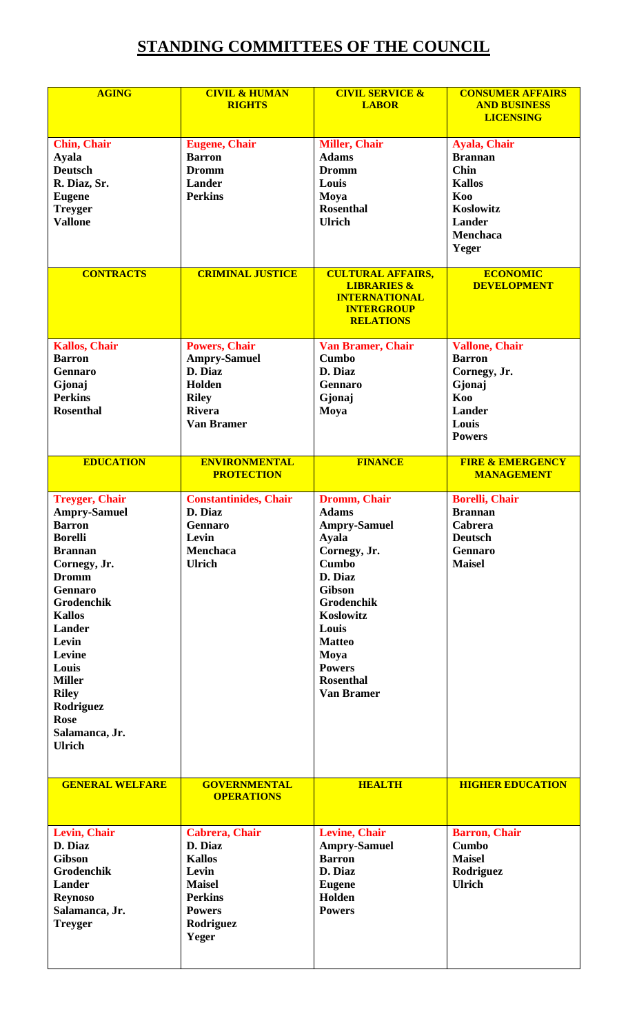# STANDING COMMITTEES OF THE COUNCIL

| AGING | CIVIL & HUMAN RIGHTS | CIVIL SERVICE & LABOR | CONSUMER AFFAIRS AND BUSINESS LICENSING |
|---|---|---|---|
| **Chin, Chair**<br>Ayala<br>Deutsch<br>R. Diaz, Sr.<br>Eugene<br>Treyger<br>Vallone | **Eugene, Chair**<br>Barron<br>Dromm<br>Lander<br>Perkins | **Miller, Chair**<br>Adams<br>Dromm<br>Louis<br>Moya<br>Rosenthal<br>Ulrich | **Ayala, Chair**<br>Brannan<br>Chin<br>Kallos<br>Koo<br>Koslowitz<br>Lander<br>Menchaca<br>Yeger |
| **CONTRACTS** | **CRIMINAL JUSTICE** | **CULTURAL AFFAIRS, LIBRARIES & INTERNATIONAL INTERGROUP RELATIONS** | **ECONOMIC DEVELOPMENT** |
| **Kallos, Chair**<br>Barron<br>Gennaro<br>Gjonaj<br>Perkins<br>Rosenthal | **Powers, Chair**<br>Ampry-Samuel<br>D. Diaz<br>Holden<br>Riley<br>Rivera<br>Van Bramer | **Van Bramer, Chair**<br>Cumbo<br>D. Diaz<br>Gennaro<br>Gjonaj<br>Moya | **Vallone, Chair**<br>Barron<br>Cornegy, Jr.<br>Gjonaj<br>Koo<br>Lander<br>Louis<br>Powers |
| **EDUCATION** | **ENVIRONMENTAL PROTECTION** | **FINANCE** | **FIRE & EMERGENCY MANAGEMENT** |
| **Treyger, Chair**<br>Ampry-Samuel<br>Barron<br>Borelli<br>Brannan<br>Cornegy, Jr.<br>Dromm<br>Gennaro<br>Grodenchik<br>Kallos<br>Lander<br>Levin<br>Levine<br>Louis<br>Miller<br>Riley<br>Rodriguez<br>Rose<br>Salamanca, Jr.<br>Ulrich | **Constantinides, Chair**<br>D. Diaz<br>Gennaro<br>Levin<br>Menchaca<br>Ulrich | **Dromm, Chair**<br>Adams<br>Ampry-Samuel<br>Ayala<br>Cornegy, Jr.<br>Cumbo<br>D. Diaz<br>Gibson<br>Grodenchik<br>Koslowitz<br>Louis<br>Matteo<br>Moya<br>Powers<br>Rosenthal<br>Van Bramer | **Borelli, Chair**<br>Brannan<br>Cabrera<br>Deutsch<br>Gennaro<br>Maisel |
| **GENERAL WELFARE** | **GOVERNMENTAL OPERATIONS** | **HEALTH** | **HIGHER EDUCATION** |
| **Levin, Chair**<br>D. Diaz<br>Gibson<br>Grodenchik<br>Lander<br>Reynoso<br>Salamanca, Jr.<br>Treyger | **Cabrera, Chair**<br>D. Diaz<br>Kallos<br>Levin<br>Maisel<br>Perkins<br>Powers<br>Rodriguez<br>Yeger | **Levine, Chair**<br>Ampry-Samuel<br>Barron<br>D. Diaz<br>Eugene<br>Holden<br>Powers | **Barron, Chair**<br>Cumbo<br>Maisel<br>Rodriguez<br>Ulrich |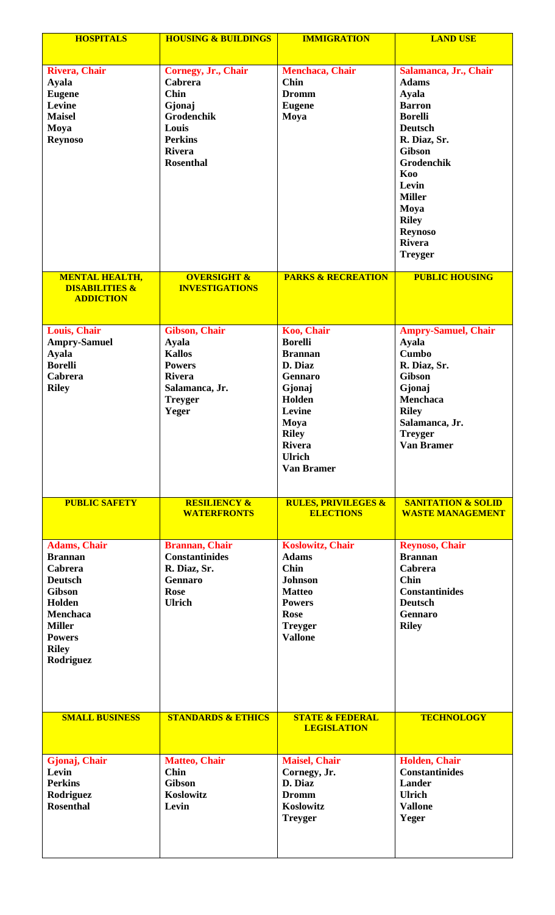| HOSPITALS | HOUSING & BUILDINGS | IMMIGRATION | LAND USE |
|---|---|---|---|
| **Rivera, Chair**<br>Ayala<br>Eugene<br>Levine<br>Maisel<br>Moya<br>Reynoso | **Cornegy, Jr., Chair**<br>Cabrera<br>Chin<br>Gjonaj<br>Grodenchik<br>Louis<br>Perkins<br>Rivera<br>Rosenthal | **Menchaca, Chair**<br>Chin<br>Dromm<br>Eugene<br>Moya | **Salamanca, Jr., Chair**<br>Adams<br>Ayala<br>Barron<br>Borelli<br>Deutsch<br>R. Diaz, Sr.<br>Gibson<br>Grodenchik<br>Koo<br>Levin<br>Miller<br>Moya<br>Riley<br>Reynoso<br>Rivera<br>Treyger |
| **MENTAL HEALTH, DISABILITIES & ADDICTION** | **OVERSIGHT & INVESTIGATIONS** | **PARKS & RECREATION** | **PUBLIC HOUSING** |
| **Louis, Chair**<br>Ampry-Samuel<br>Ayala<br>Borelli<br>Cabrera<br>Riley | **Gibson, Chair**<br>Ayala<br>Kallos<br>Powers<br>Rivera<br>Salamanca, Jr.<br>Treyger<br>Yeger | **Koo, Chair**<br>Borelli<br>Brannan<br>D. Diaz<br>Gennaro<br>Gjonaj<br>Holden<br>Levine<br>Moya<br>Riley<br>Rivera<br>Ulrich<br>Van Bramer | **Ampry-Samuel, Chair**<br>Ayala<br>Cumbo<br>R. Diaz, Sr.<br>Gibson<br>Gjonaj<br>Menchaca<br>Riley<br>Salamanca, Jr.<br>Treyger<br>Van Bramer |
| **PUBLIC SAFETY** | **RESILIENCY & WATERFRONTS** | **RULES, PRIVILEGES & ELECTIONS** | **SANITATION & SOLID WASTE MANAGEMENT** |
| **Adams, Chair**<br>Brannan<br>Cabrera<br>Deutsch<br>Gibson<br>Holden<br>Menchaca<br>Miller<br>Powers<br>Riley<br>Rodriguez | **Brannan, Chair**<br>Constantinides<br>R. Diaz, Sr.<br>Gennaro<br>Rose<br>Ulrich | **Koslowitz, Chair**<br>Adams<br>Chin<br>Johnson<br>Matteo<br>Powers<br>Rose<br>Treyger<br>Vallone | **Reynoso, Chair**<br>Brannan<br>Cabrera<br>Chin<br>Constantinides<br>Deutsch<br>Gennaro<br>Riley |
| **SMALL BUSINESS** | **STANDARDS & ETHICS** | **STATE & FEDERAL LEGISLATION** | **TECHNOLOGY** |
| **Gjonaj, Chair**<br>Levin<br>Perkins<br>Rodriguez<br>Rosenthal | **Matteo, Chair**<br>Chin<br>Gibson<br>Koslowitz<br>Levin | **Maisel, Chair**<br>Cornegy, Jr.<br>D. Diaz<br>Dromm<br>Koslowitz<br>Treyger | **Holden, Chair**<br>Constantinides<br>Lander<br>Ulrich<br>Vallone<br>Yeger |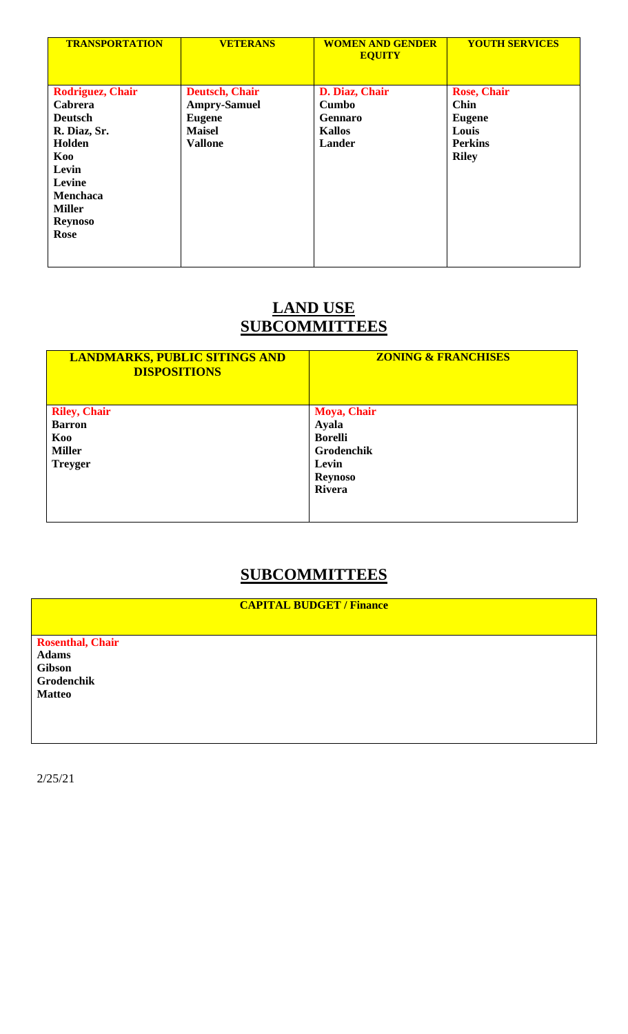| TRANSPORTATION | VETERANS | WOMEN AND GENDER EQUITY | YOUTH SERVICES |
|---|---|---|---|
| **Rodriguez, Chair** | **Deutsch, Chair** | **D. Diaz, Chair** | **Rose, Chair** |
| **Cabrera** | **Ampry-Samuel** | **Cumbo** | **Chin** |
| **Deutsch** | **Eugene** | **Gennaro** | **Eugene** |
| **R. Diaz, Sr.** | **Maisel** | **Kallos** | **Louis** |
| **Holden** | **Vallone** | **Lander** | **Perkins** |
| **Koo** | | | **Riley** |
| **Levin** | | | |
| **Levine** | | | |
| **Menchaca** | | | |
| **Miller** | | | |
| **Reynoso** | | | |
| **Rose** | | | |

## LAND USE SUBCOMMITTEES

| LANDMARKS, PUBLIC SITINGS AND DISPOSITIONS | ZONING & FRANCHISES |
|---|---|
| **Riley, Chair** | **Moya, Chair** |
| **Barron** | **Ayala** |
| **Koo** | **Borelli** |
| **Miller** | **Grodenchik** |
| **Treyger** | **Levin** |
| | **Reynoso** |
| | **Rivera** |

## SUBCOMMITTEES

| CAPITAL BUDGET / Finance |
|---|
| **Rosenthal, Chair** |
| **Adams** |
| **Gibson** |
| **Grodenchik** |
| **Matteo** |

2/25/21